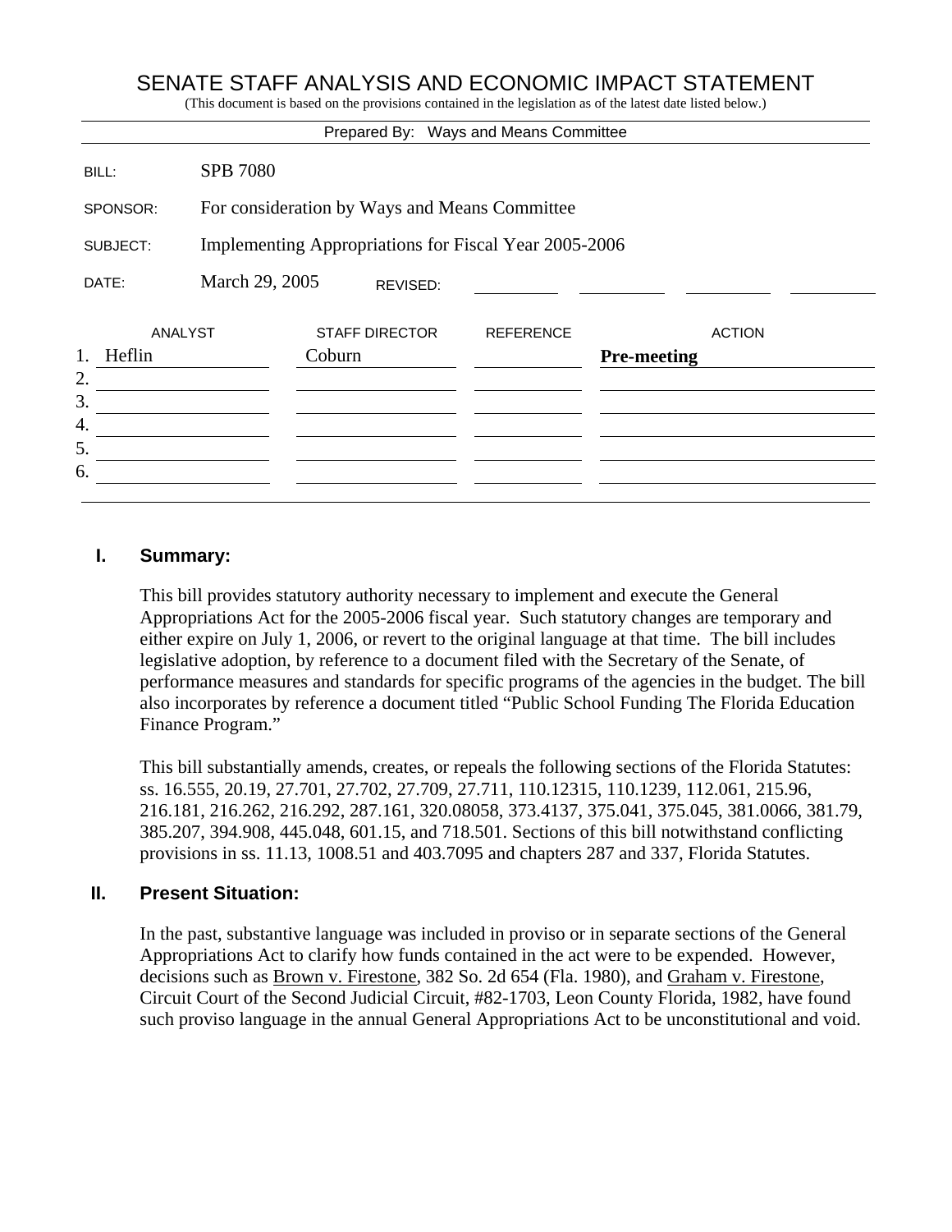# SENATE STAFF ANALYSIS AND ECONOMIC IMPACT STATEMENT

(This document is based on the provisions contained in the legislation as of the latest date listed below.)

Prepared By: Ways and Means Committee

| | |
|---|---|
| BILL: | SPB 7080 |
| SPONSOR: | For consideration by Ways and Means Committee |
| SUBJECT: | Implementing Appropriations for Fiscal Year 2005-2006 |
| DATE: | March 29, 2005 REVISED: |

| | ANALYST | STAFF DIRECTOR | REFERENCE | ACTION |
|---|---|---|---|---|
| 1. | Heflin | Coburn | | **Pre-meeting** |
| 2. | | | | |
| 3. | | | | |
| 4. | | | | |
| 5. | | | | |
| 6. | | | | |

## I. Summary:

This bill provides statutory authority necessary to implement and execute the General Appropriations Act for the 2005-2006 fiscal year. Such statutory changes are temporary and either expire on July 1, 2006, or revert to the original language at that time. The bill includes legislative adoption, by reference to a document filed with the Secretary of the Senate, of performance measures and standards for specific programs of the agencies in the budget. The bill also incorporates by reference a document titled "Public School Funding The Florida Education Finance Program."

This bill substantially amends, creates, or repeals the following sections of the Florida Statutes: ss. 16.555, 20.19, 27.701, 27.702, 27.709, 27.711, 110.12315, 110.1239, 112.061, 215.96, 216.181, 216.262, 216.292, 287.161, 320.08058, 373.4137, 375.041, 375.045, 381.0066, 381.79, 385.207, 394.908, 445.048, 601.15, and 718.501. Sections of this bill notwithstand conflicting provisions in ss. 11.13, 1008.51 and 403.7095 and chapters 287 and 337, Florida Statutes.

## II. Present Situation:

In the past, substantive language was included in proviso or in separate sections of the General Appropriations Act to clarify how funds contained in the act were to be expended. However, decisions such as Brown v. Firestone, 382 So. 2d 654 (Fla. 1980), and Graham v. Firestone, Circuit Court of the Second Judicial Circuit, #82-1703, Leon County Florida, 1982, have found such proviso language in the annual General Appropriations Act to be unconstitutional and void.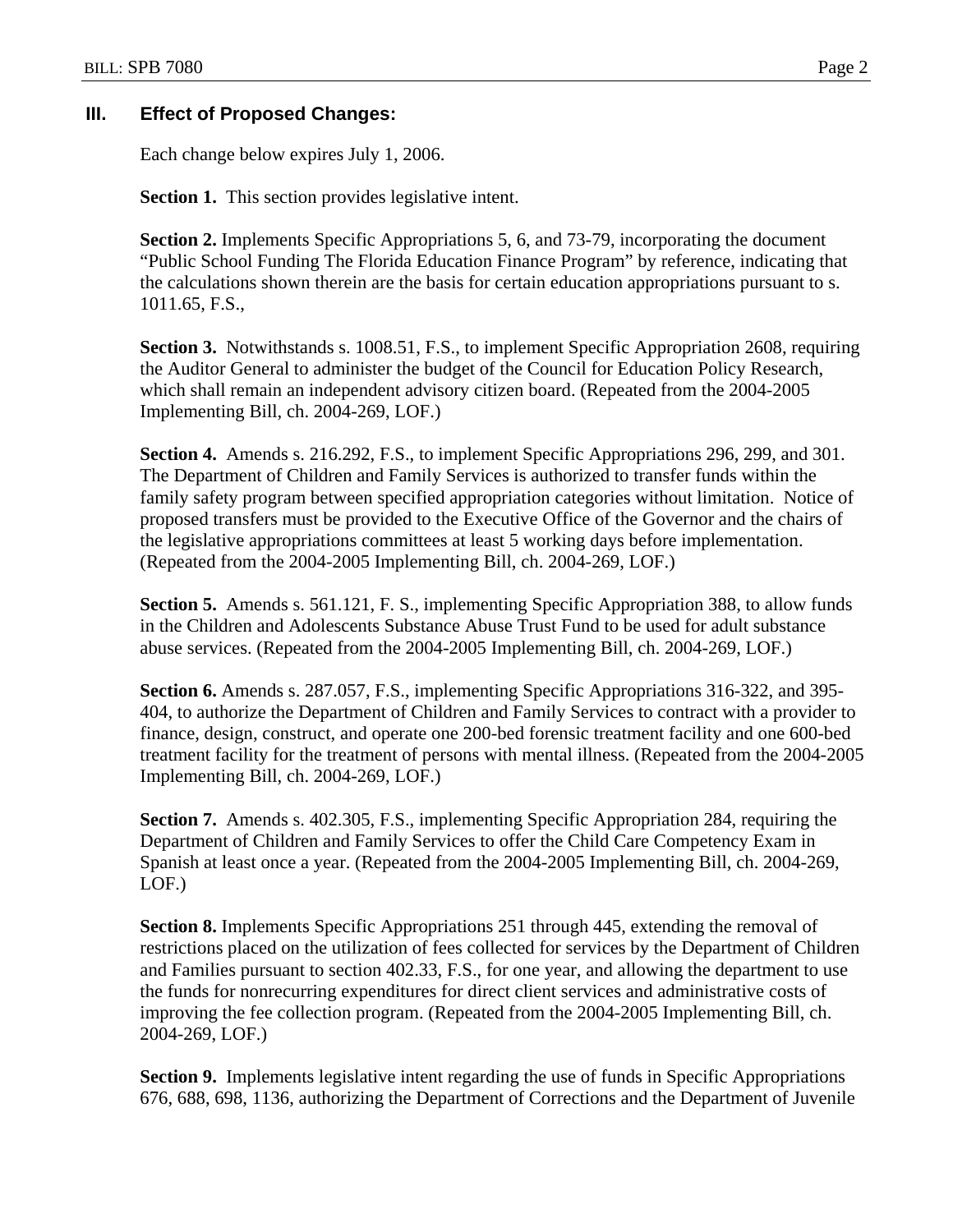### III. Effect of Proposed Changes:

Each change below expires July 1, 2006.

**Section 1.** This section provides legislative intent.

**Section 2.** Implements Specific Appropriations 5, 6, and 73-79, incorporating the document "Public School Funding The Florida Education Finance Program" by reference, indicating that the calculations shown therein are the basis for certain education appropriations pursuant to s. 1011.65, F.S.,

**Section 3.** Notwithstands s. 1008.51, F.S., to implement Specific Appropriation 2608, requiring the Auditor General to administer the budget of the Council for Education Policy Research, which shall remain an independent advisory citizen board. (Repeated from the 2004-2005 Implementing Bill, ch. 2004-269, LOF.)

**Section 4.** Amends s. 216.292, F.S., to implement Specific Appropriations 296, 299, and 301. The Department of Children and Family Services is authorized to transfer funds within the family safety program between specified appropriation categories without limitation. Notice of proposed transfers must be provided to the Executive Office of the Governor and the chairs of the legislative appropriations committees at least 5 working days before implementation. (Repeated from the 2004-2005 Implementing Bill, ch. 2004-269, LOF.)

**Section 5.** Amends s. 561.121, F. S., implementing Specific Appropriation 388, to allow funds in the Children and Adolescents Substance Abuse Trust Fund to be used for adult substance abuse services. (Repeated from the 2004-2005 Implementing Bill, ch. 2004-269, LOF.)

**Section 6.** Amends s. 287.057, F.S., implementing Specific Appropriations 316-322, and 395-404, to authorize the Department of Children and Family Services to contract with a provider to finance, design, construct, and operate one 200-bed forensic treatment facility and one 600-bed treatment facility for the treatment of persons with mental illness. (Repeated from the 2004-2005 Implementing Bill, ch. 2004-269, LOF.)

**Section 7.** Amends s. 402.305, F.S., implementing Specific Appropriation 284, requiring the Department of Children and Family Services to offer the Child Care Competency Exam in Spanish at least once a year. (Repeated from the 2004-2005 Implementing Bill, ch. 2004-269, LOF.)

**Section 8.** Implements Specific Appropriations 251 through 445, extending the removal of restrictions placed on the utilization of fees collected for services by the Department of Children and Families pursuant to section 402.33, F.S., for one year, and allowing the department to use the funds for nonrecurring expenditures for direct client services and administrative costs of improving the fee collection program. (Repeated from the 2004-2005 Implementing Bill, ch. 2004-269, LOF.)

**Section 9.** Implements legislative intent regarding the use of funds in Specific Appropriations 676, 688, 698, 1136, authorizing the Department of Corrections and the Department of Juvenile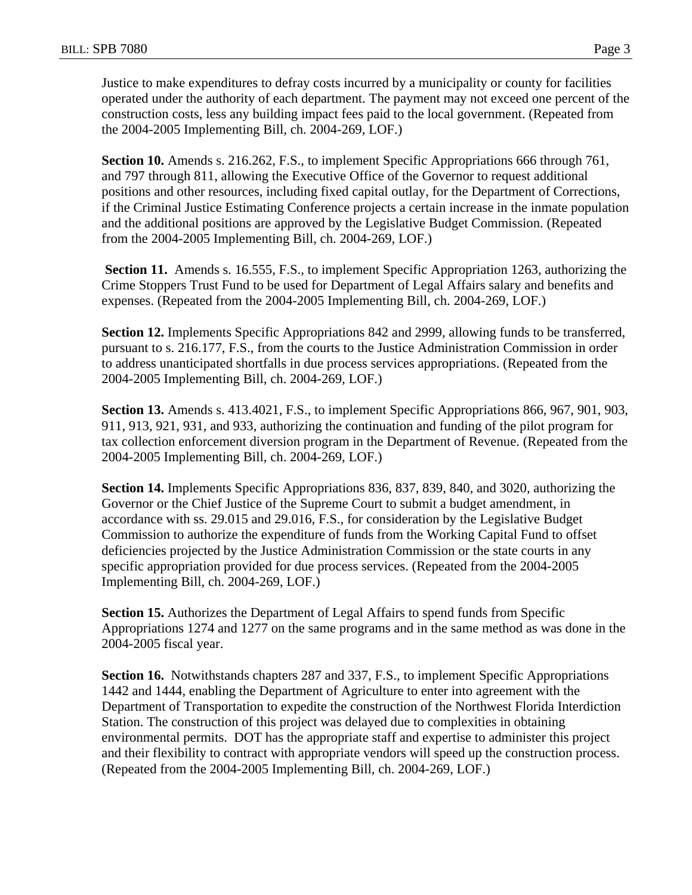Justice to make expenditures to defray costs incurred by a municipality or county for facilities operated under the authority of each department. The payment may not exceed one percent of the construction costs, less any building impact fees paid to the local government. (Repeated from the 2004-2005 Implementing Bill, ch. 2004-269, LOF.)

**Section 10.** Amends s. 216.262, F.S., to implement Specific Appropriations 666 through 761, and 797 through 811, allowing the Executive Office of the Governor to request additional positions and other resources, including fixed capital outlay, for the Department of Corrections, if the Criminal Justice Estimating Conference projects a certain increase in the inmate population and the additional positions are approved by the Legislative Budget Commission. (Repeated from the 2004-2005 Implementing Bill, ch. 2004-269, LOF.)

**Section 11.** Amends s. 16.555, F.S., to implement Specific Appropriation 1263, authorizing the Crime Stoppers Trust Fund to be used for Department of Legal Affairs salary and benefits and expenses. (Repeated from the 2004-2005 Implementing Bill, ch. 2004-269, LOF.)

**Section 12.** Implements Specific Appropriations 842 and 2999, allowing funds to be transferred, pursuant to s. 216.177, F.S., from the courts to the Justice Administration Commission in order to address unanticipated shortfalls in due process services appropriations. (Repeated from the 2004-2005 Implementing Bill, ch. 2004-269, LOF.)

**Section 13.** Amends s. 413.4021, F.S., to implement Specific Appropriations 866, 967, 901, 903, 911, 913, 921, 931, and 933, authorizing the continuation and funding of the pilot program for tax collection enforcement diversion program in the Department of Revenue. (Repeated from the 2004-2005 Implementing Bill, ch. 2004-269, LOF.)

**Section 14.** Implements Specific Appropriations 836, 837, 839, 840, and 3020, authorizing the Governor or the Chief Justice of the Supreme Court to submit a budget amendment, in accordance with ss. 29.015 and 29.016, F.S., for consideration by the Legislative Budget Commission to authorize the expenditure of funds from the Working Capital Fund to offset deficiencies projected by the Justice Administration Commission or the state courts in any specific appropriation provided for due process services. (Repeated from the 2004-2005 Implementing Bill, ch. 2004-269, LOF.)

**Section 15.** Authorizes the Department of Legal Affairs to spend funds from Specific Appropriations 1274 and 1277 on the same programs and in the same method as was done in the 2004-2005 fiscal year.

**Section 16.** Notwithstands chapters 287 and 337, F.S., to implement Specific Appropriations 1442 and 1444, enabling the Department of Agriculture to enter into agreement with the Department of Transportation to expedite the construction of the Northwest Florida Interdiction Station. The construction of this project was delayed due to complexities in obtaining environmental permits. DOT has the appropriate staff and expertise to administer this project and their flexibility to contract with appropriate vendors will speed up the construction process. (Repeated from the 2004-2005 Implementing Bill, ch. 2004-269, LOF.)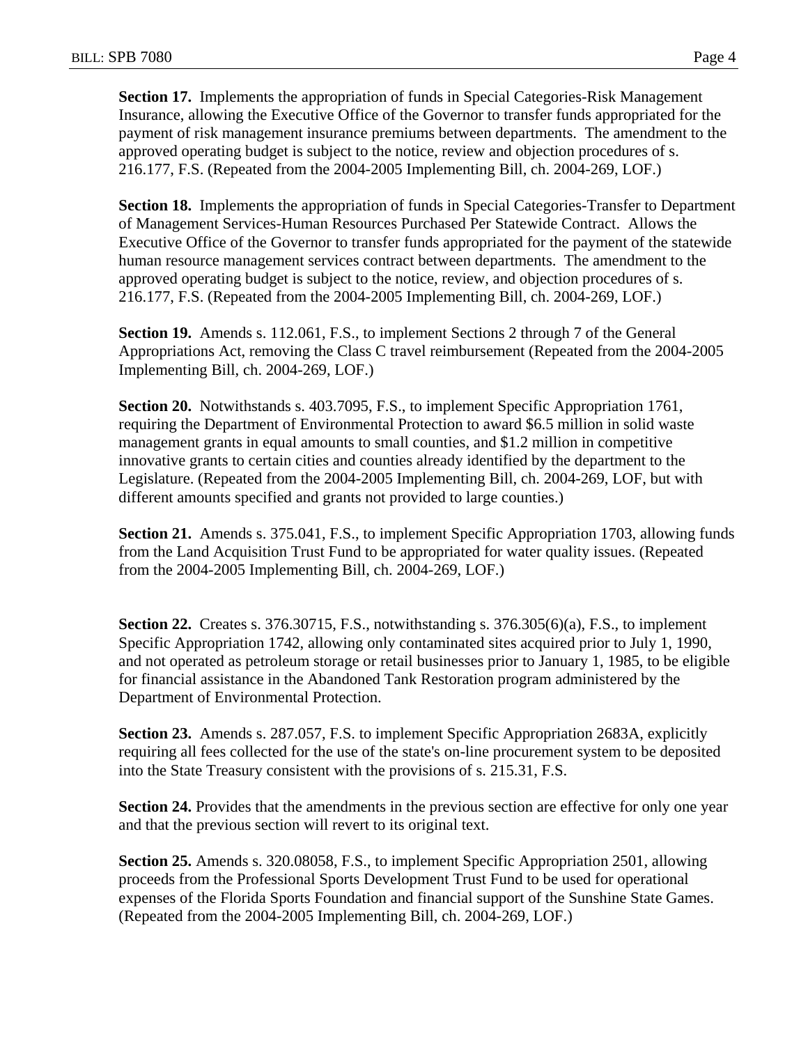**Section 17.** Implements the appropriation of funds in Special Categories-Risk Management Insurance, allowing the Executive Office of the Governor to transfer funds appropriated for the payment of risk management insurance premiums between departments. The amendment to the approved operating budget is subject to the notice, review and objection procedures of s. 216.177, F.S. (Repeated from the 2004-2005 Implementing Bill, ch. 2004-269, LOF.)

**Section 18.** Implements the appropriation of funds in Special Categories-Transfer to Department of Management Services-Human Resources Purchased Per Statewide Contract. Allows the Executive Office of the Governor to transfer funds appropriated for the payment of the statewide human resource management services contract between departments. The amendment to the approved operating budget is subject to the notice, review, and objection procedures of s. 216.177, F.S. (Repeated from the 2004-2005 Implementing Bill, ch. 2004-269, LOF.)

**Section 19.** Amends s. 112.061, F.S., to implement Sections 2 through 7 of the General Appropriations Act, removing the Class C travel reimbursement (Repeated from the 2004-2005 Implementing Bill, ch. 2004-269, LOF.)

**Section 20.** Notwithstands s. 403.7095, F.S., to implement Specific Appropriation 1761, requiring the Department of Environmental Protection to award $6.5 million in solid waste management grants in equal amounts to small counties, and $1.2 million in competitive innovative grants to certain cities and counties already identified by the department to the Legislature. (Repeated from the 2004-2005 Implementing Bill, ch. 2004-269, LOF, but with different amounts specified and grants not provided to large counties.)

**Section 21.** Amends s. 375.041, F.S., to implement Specific Appropriation 1703, allowing funds from the Land Acquisition Trust Fund to be appropriated for water quality issues. (Repeated from the 2004-2005 Implementing Bill, ch. 2004-269, LOF.)

**Section 22.** Creates s. 376.30715, F.S., notwithstanding s. 376.305(6)(a), F.S., to implement Specific Appropriation 1742, allowing only contaminated sites acquired prior to July 1, 1990, and not operated as petroleum storage or retail businesses prior to January 1, 1985, to be eligible for financial assistance in the Abandoned Tank Restoration program administered by the Department of Environmental Protection.

**Section 23.** Amends s. 287.057, F.S. to implement Specific Appropriation 2683A, explicitly requiring all fees collected for the use of the state's on-line procurement system to be deposited into the State Treasury consistent with the provisions of s. 215.31, F.S.

**Section 24.** Provides that the amendments in the previous section are effective for only one year and that the previous section will revert to its original text.

**Section 25.** Amends s. 320.08058, F.S., to implement Specific Appropriation 2501, allowing proceeds from the Professional Sports Development Trust Fund to be used for operational expenses of the Florida Sports Foundation and financial support of the Sunshine State Games. (Repeated from the 2004-2005 Implementing Bill, ch. 2004-269, LOF.)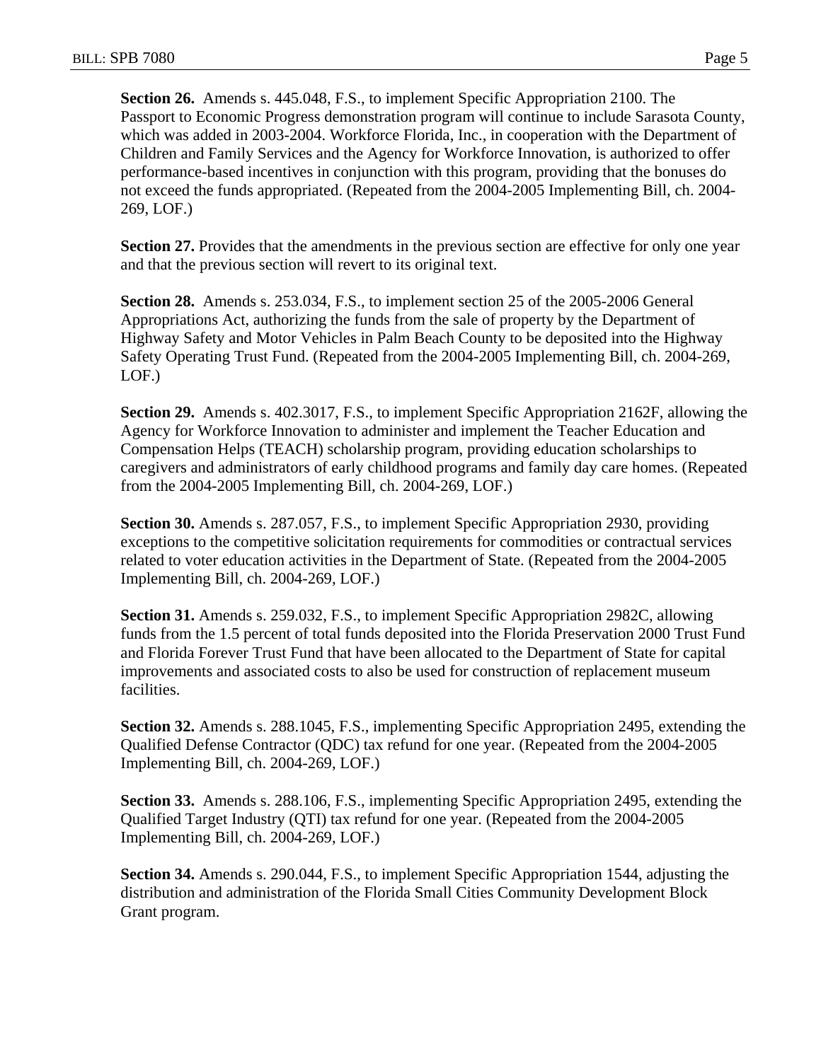**Section 26.** Amends s. 445.048, F.S., to implement Specific Appropriation 2100. The Passport to Economic Progress demonstration program will continue to include Sarasota County, which was added in 2003-2004. Workforce Florida, Inc., in cooperation with the Department of Children and Family Services and the Agency for Workforce Innovation, is authorized to offer performance-based incentives in conjunction with this program, providing that the bonuses do not exceed the funds appropriated. (Repeated from the 2004-2005 Implementing Bill, ch. 2004-269, LOF.)

**Section 27.** Provides that the amendments in the previous section are effective for only one year and that the previous section will revert to its original text.

**Section 28.** Amends s. 253.034, F.S., to implement section 25 of the 2005-2006 General Appropriations Act, authorizing the funds from the sale of property by the Department of Highway Safety and Motor Vehicles in Palm Beach County to be deposited into the Highway Safety Operating Trust Fund. (Repeated from the 2004-2005 Implementing Bill, ch. 2004-269, LOF.)

**Section 29.** Amends s. 402.3017, F.S., to implement Specific Appropriation 2162F, allowing the Agency for Workforce Innovation to administer and implement the Teacher Education and Compensation Helps (TEACH) scholarship program, providing education scholarships to caregivers and administrators of early childhood programs and family day care homes. (Repeated from the 2004-2005 Implementing Bill, ch. 2004-269, LOF.)

**Section 30.** Amends s. 287.057, F.S., to implement Specific Appropriation 2930, providing exceptions to the competitive solicitation requirements for commodities or contractual services related to voter education activities in the Department of State. (Repeated from the 2004-2005 Implementing Bill, ch. 2004-269, LOF.)

**Section 31.** Amends s. 259.032, F.S., to implement Specific Appropriation 2982C, allowing funds from the 1.5 percent of total funds deposited into the Florida Preservation 2000 Trust Fund and Florida Forever Trust Fund that have been allocated to the Department of State for capital improvements and associated costs to also be used for construction of replacement museum facilities.

**Section 32.** Amends s. 288.1045, F.S., implementing Specific Appropriation 2495, extending the Qualified Defense Contractor (QDC) tax refund for one year. (Repeated from the 2004-2005 Implementing Bill, ch. 2004-269, LOF.)

**Section 33.** Amends s. 288.106, F.S., implementing Specific Appropriation 2495, extending the Qualified Target Industry (QTI) tax refund for one year. (Repeated from the 2004-2005 Implementing Bill, ch. 2004-269, LOF.)

**Section 34.** Amends s. 290.044, F.S., to implement Specific Appropriation 1544, adjusting the distribution and administration of the Florida Small Cities Community Development Block Grant program.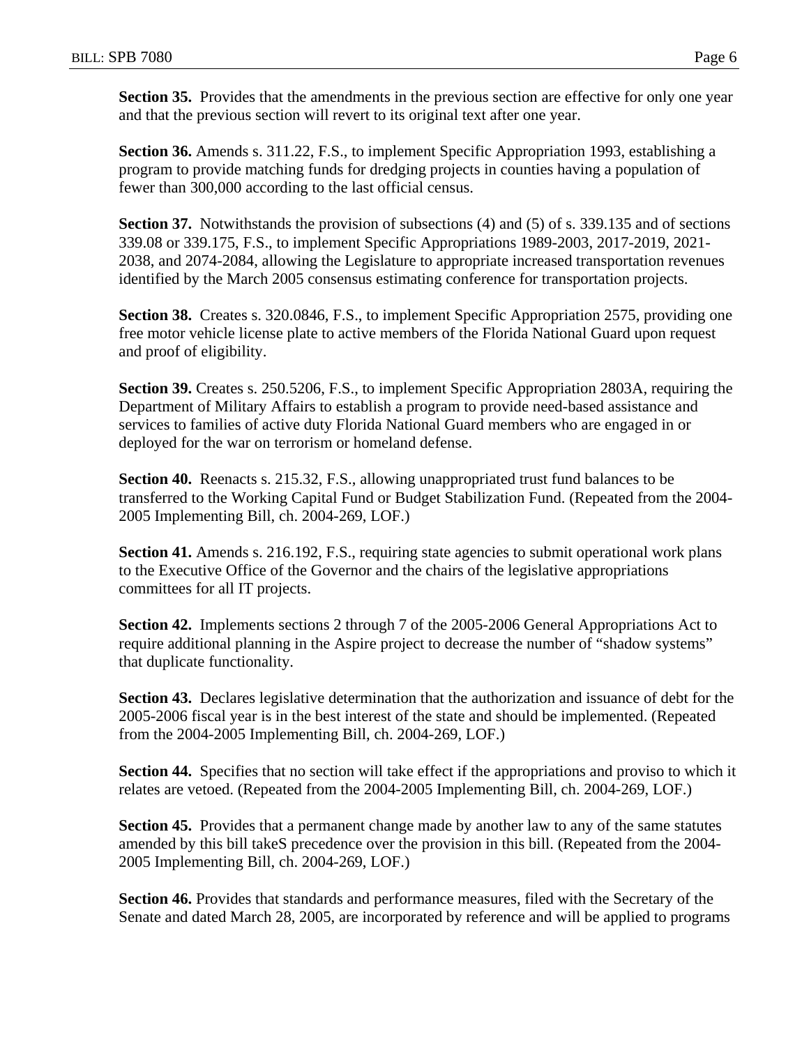**Section 35.** Provides that the amendments in the previous section are effective for only one year and that the previous section will revert to its original text after one year.

**Section 36.** Amends s. 311.22, F.S., to implement Specific Appropriation 1993, establishing a program to provide matching funds for dredging projects in counties having a population of fewer than 300,000 according to the last official census.

**Section 37.** Notwithstands the provision of subsections (4) and (5) of s. 339.135 and of sections 339.08 or 339.175, F.S., to implement Specific Appropriations 1989-2003, 2017-2019, 2021-2038, and 2074-2084, allowing the Legislature to appropriate increased transportation revenues identified by the March 2005 consensus estimating conference for transportation projects.

**Section 38.** Creates s. 320.0846, F.S., to implement Specific Appropriation 2575, providing one free motor vehicle license plate to active members of the Florida National Guard upon request and proof of eligibility.

**Section 39.** Creates s. 250.5206, F.S., to implement Specific Appropriation 2803A, requiring the Department of Military Affairs to establish a program to provide need-based assistance and services to families of active duty Florida National Guard members who are engaged in or deployed for the war on terrorism or homeland defense.

**Section 40.** Reenacts s. 215.32, F.S., allowing unappropriated trust fund balances to be transferred to the Working Capital Fund or Budget Stabilization Fund. (Repeated from the 2004-2005 Implementing Bill, ch. 2004-269, LOF.)

**Section 41.** Amends s. 216.192, F.S., requiring state agencies to submit operational work plans to the Executive Office of the Governor and the chairs of the legislative appropriations committees for all IT projects.

**Section 42.** Implements sections 2 through 7 of the 2005-2006 General Appropriations Act to require additional planning in the Aspire project to decrease the number of "shadow systems" that duplicate functionality.

**Section 43.** Declares legislative determination that the authorization and issuance of debt for the 2005-2006 fiscal year is in the best interest of the state and should be implemented. (Repeated from the 2004-2005 Implementing Bill, ch. 2004-269, LOF.)

**Section 44.** Specifies that no section will take effect if the appropriations and proviso to which it relates are vetoed. (Repeated from the 2004-2005 Implementing Bill, ch. 2004-269, LOF.)

**Section 45.** Provides that a permanent change made by another law to any of the same statutes amended by this bill takeS precedence over the provision in this bill. (Repeated from the 2004-2005 Implementing Bill, ch. 2004-269, LOF.)

**Section 46.** Provides that standards and performance measures, filed with the Secretary of the Senate and dated March 28, 2005, are incorporated by reference and will be applied to programs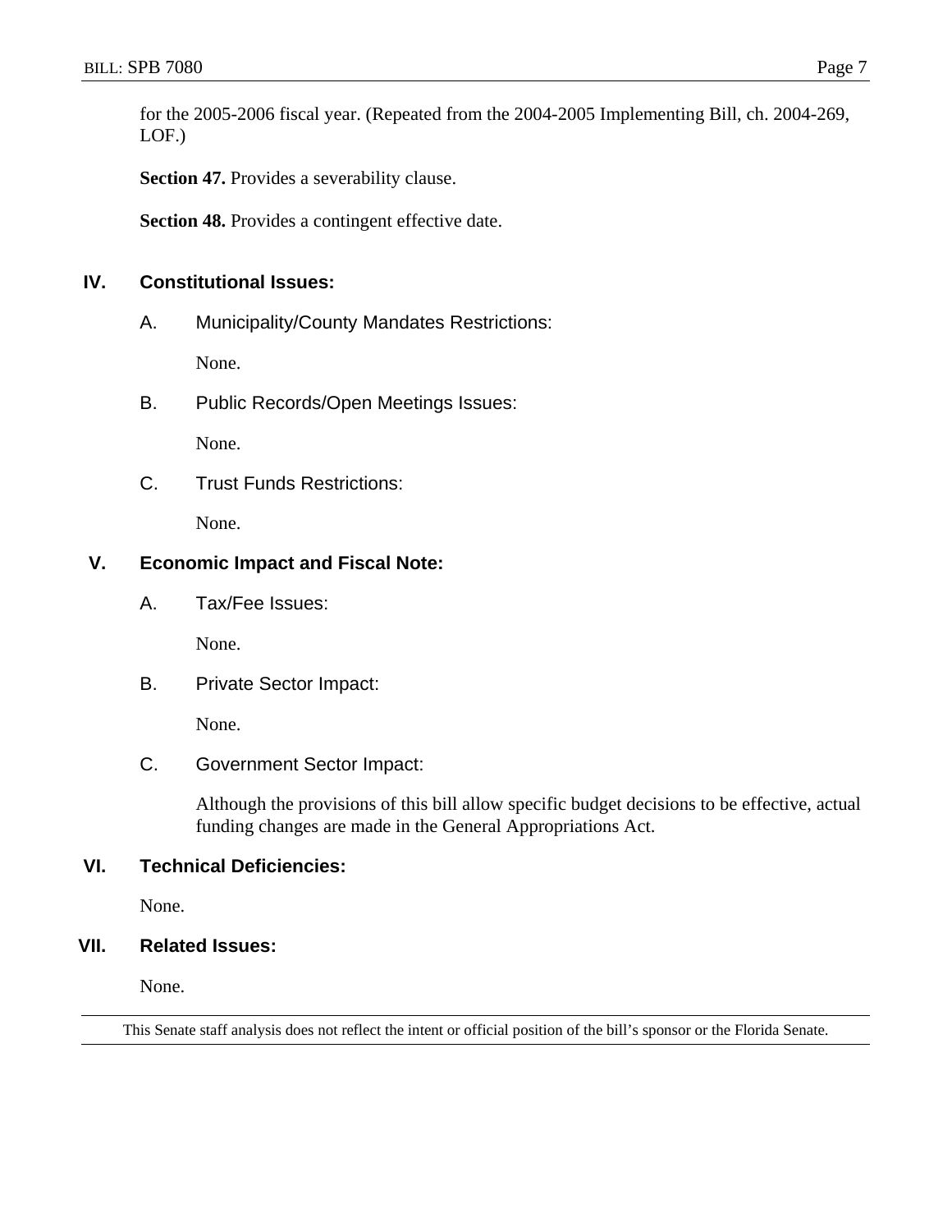for the 2005-2006 fiscal year. (Repeated from the 2004-2005 Implementing Bill, ch. 2004-269, LOF.)

**Section 47.** Provides a severability clause.

**Section 48.** Provides a contingent effective date.

## IV. Constitutional Issues:

### A. Municipality/County Mandates Restrictions:

None.

### B. Public Records/Open Meetings Issues:

None.

### C. Trust Funds Restrictions:

None.

## V. Economic Impact and Fiscal Note:

### A. Tax/Fee Issues:

None.

### B. Private Sector Impact:

None.

### C. Government Sector Impact:

Although the provisions of this bill allow specific budget decisions to be effective, actual funding changes are made in the General Appropriations Act.

## VI. Technical Deficiencies:

None.

## VII. Related Issues:

None.

---

This Senate staff analysis does not reflect the intent or official position of the bill's sponsor or the Florida Senate.

---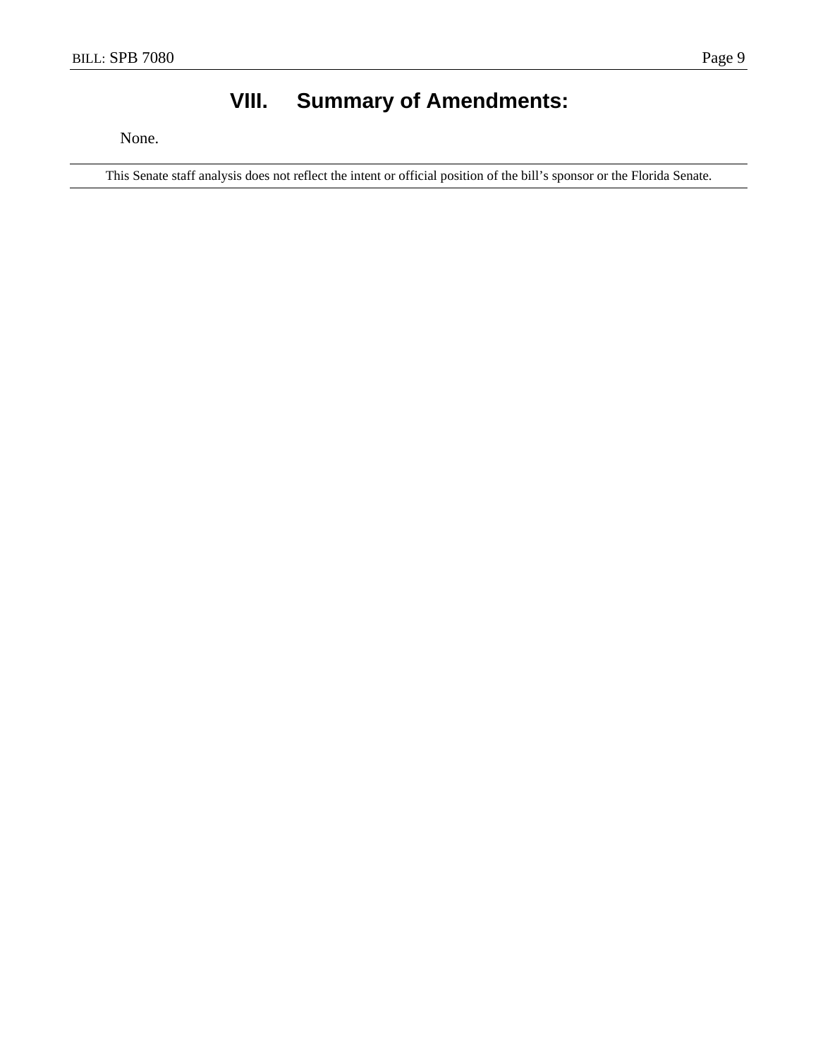## VIII. Summary of Amendments:

None.

This Senate staff analysis does not reflect the intent or official position of the bill's sponsor or the Florida Senate.